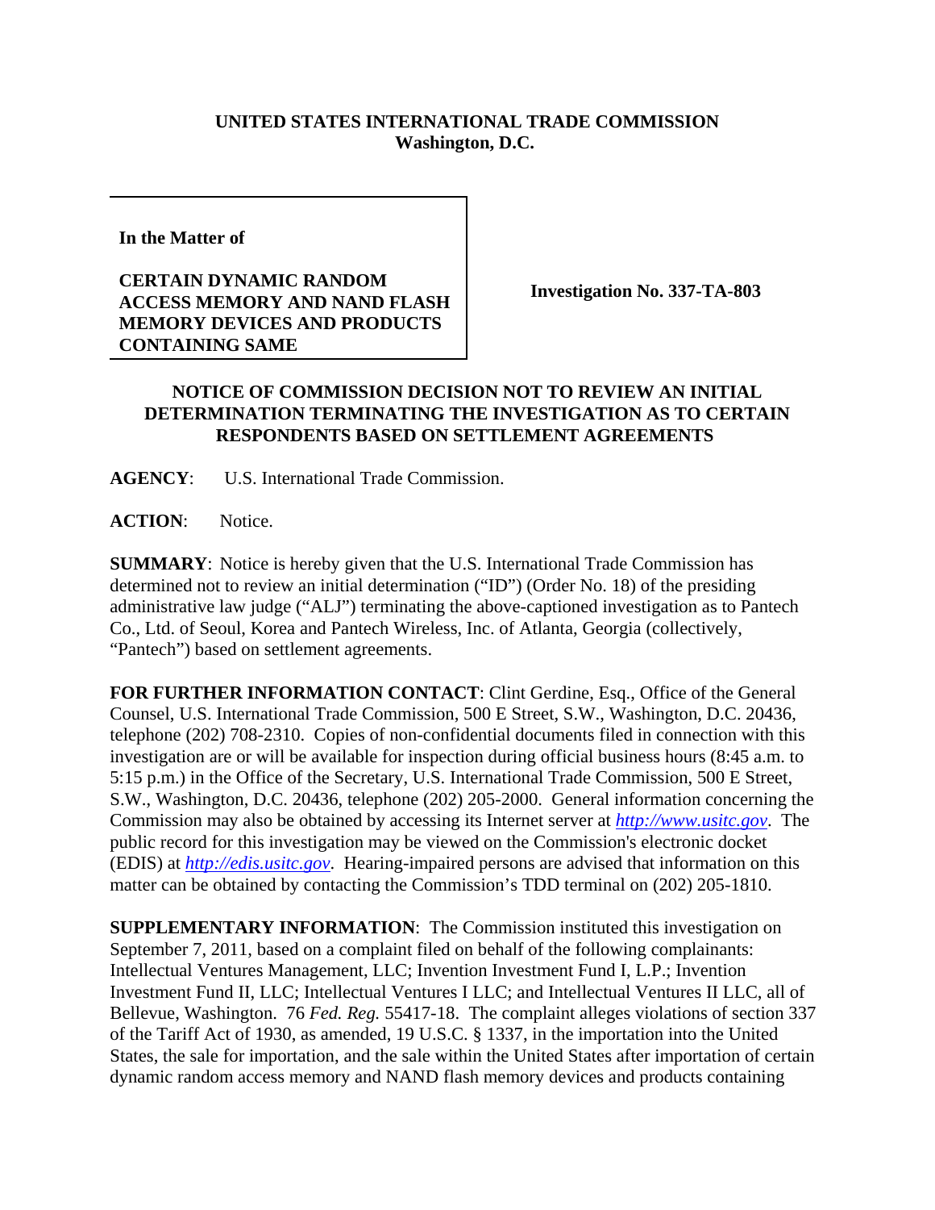**UNITED STATES INTERNATIONAL TRADE COMMISSION**
**Washington, D.C.**

| | |
|---|---|
| **In the Matter of**<br><br>**CERTAIN DYNAMIC RANDOM ACCESS MEMORY AND NAND FLASH MEMORY DEVICES AND PRODUCTS CONTAINING SAME** | **Investigation No. 337-TA-803** |

**NOTICE OF COMMISSION DECISION NOT TO REVIEW AN INITIAL DETERMINATION TERMINATING THE INVESTIGATION AS TO CERTAIN RESPONDENTS BASED ON SETTLEMENT AGREEMENTS**

**AGENCY**: U.S. International Trade Commission.

**ACTION**: Notice.

**SUMMARY**: Notice is hereby given that the U.S. International Trade Commission has determined not to review an initial determination ("ID") (Order No. 18) of the presiding administrative law judge ("ALJ") terminating the above-captioned investigation as to Pantech Co., Ltd. of Seoul, Korea and Pantech Wireless, Inc. of Atlanta, Georgia (collectively, "Pantech") based on settlement agreements.

**FOR FURTHER INFORMATION CONTACT**: Clint Gerdine, Esq., Office of the General Counsel, U.S. International Trade Commission, 500 E Street, S.W., Washington, D.C. 20436, telephone (202) 708-2310. Copies of non-confidential documents filed in connection with this investigation are or will be available for inspection during official business hours (8:45 a.m. to 5:15 p.m.) in the Office of the Secretary, U.S. International Trade Commission, 500 E Street, S.W., Washington, D.C. 20436, telephone (202) 205-2000. General information concerning the Commission may also be obtained by accessing its Internet server at *http://www.usitc.gov*. The public record for this investigation may be viewed on the Commission's electronic docket (EDIS) at *http://edis.usitc.gov*. Hearing-impaired persons are advised that information on this matter can be obtained by contacting the Commission's TDD terminal on (202) 205-1810.

**SUPPLEMENTARY INFORMATION**: The Commission instituted this investigation on September 7, 2011, based on a complaint filed on behalf of the following complainants: Intellectual Ventures Management, LLC; Invention Investment Fund I, L.P.; Invention Investment Fund II, LLC; Intellectual Ventures I LLC; and Intellectual Ventures II LLC, all of Bellevue, Washington. 76 *Fed. Reg.* 55417-18. The complaint alleges violations of section 337 of the Tariff Act of 1930, as amended, 19 U.S.C. § 1337, in the importation into the United States, the sale for importation, and the sale within the United States after importation of certain dynamic random access memory and NAND flash memory devices and products containing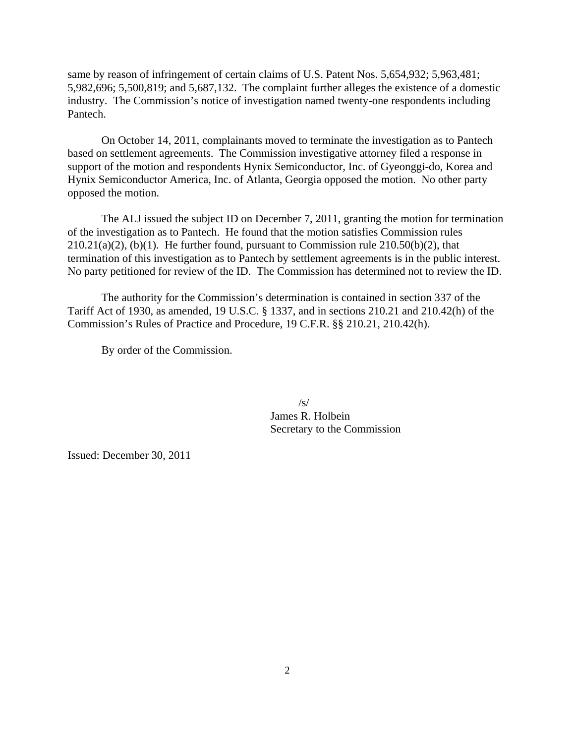same by reason of infringement of certain claims of U.S. Patent Nos. 5,654,932; 5,963,481; 5,982,696; 5,500,819; and 5,687,132. The complaint further alleges the existence of a domestic industry. The Commission's notice of investigation named twenty-one respondents including Pantech.

On October 14, 2011, complainants moved to terminate the investigation as to Pantech based on settlement agreements. The Commission investigative attorney filed a response in support of the motion and respondents Hynix Semiconductor, Inc. of Gyeonggi-do, Korea and Hynix Semiconductor America, Inc. of Atlanta, Georgia opposed the motion. No other party opposed the motion.

The ALJ issued the subject ID on December 7, 2011, granting the motion for termination of the investigation as to Pantech. He found that the motion satisfies Commission rules 210.21(a)(2), (b)(1). He further found, pursuant to Commission rule 210.50(b)(2), that termination of this investigation as to Pantech by settlement agreements is in the public interest. No party petitioned for review of the ID. The Commission has determined not to review the ID.

The authority for the Commission's determination is contained in section 337 of the Tariff Act of 1930, as amended, 19 U.S.C. § 1337, and in sections 210.21 and 210.42(h) of the Commission's Rules of Practice and Procedure, 19 C.F.R. §§ 210.21, 210.42(h).

By order of the Commission.

/s/
James R. Holbein
Secretary to the Commission

Issued: December 30, 2011